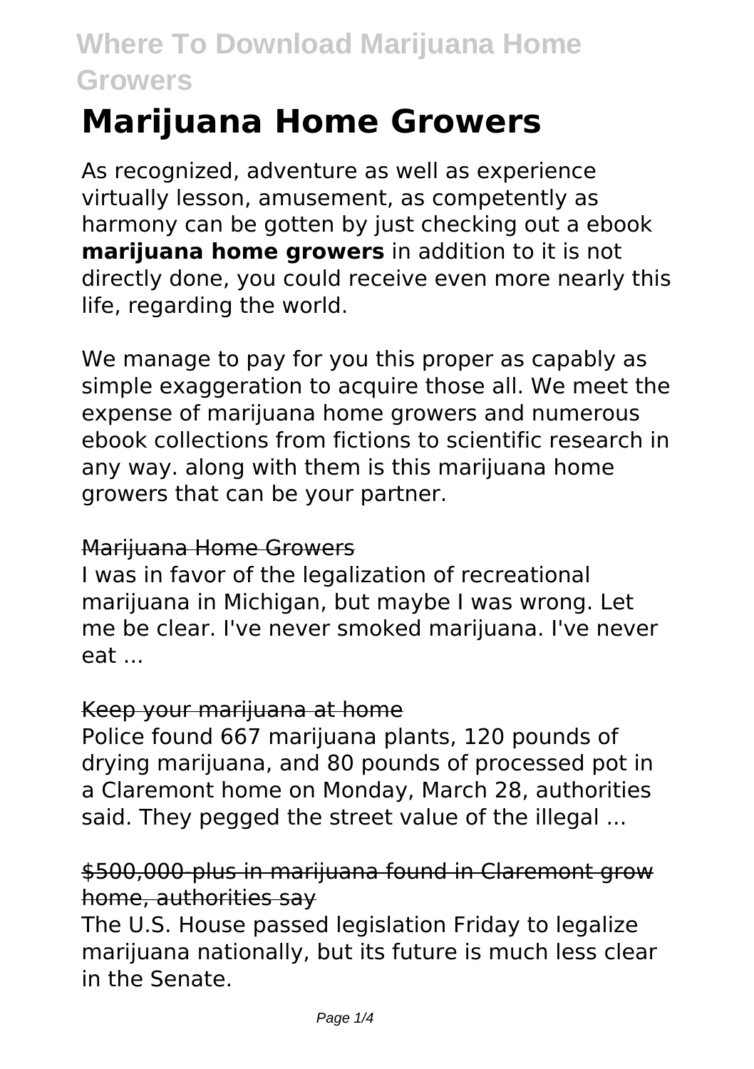# Marijuana Home Growers

As recognized, adventure as well as experience virtually lesson, amusement, as competently as harmony can be gotten by just checking out a ebook **marijuana home growers** in addition to it is not directly done, you could receive even more nearly this life, regarding the world.

We manage to pay for you this proper as capably as simple exaggeration to acquire those all. We meet the expense of marijuana home growers and numerous ebook collections from fictions to scientific research in any way. along with them is this marijuana home growers that can be your partner.

Marijuana Home Growers

I was in favor of the legalization of recreational marijuana in Michigan, but maybe I was wrong. Let me be clear. I've never smoked marijuana. I've never eat ...

Keep your marijuana at home

Police found 667 marijuana plants, 120 pounds of drying marijuana, and 80 pounds of processed pot in a Claremont home on Monday, March 28, authorities said. They pegged the street value of the illegal ...

$500,000-plus in marijuana found in Claremont grow home, authorities say

The U.S. House passed legislation Friday to legalize marijuana nationally, but its future is much less clear in the Senate.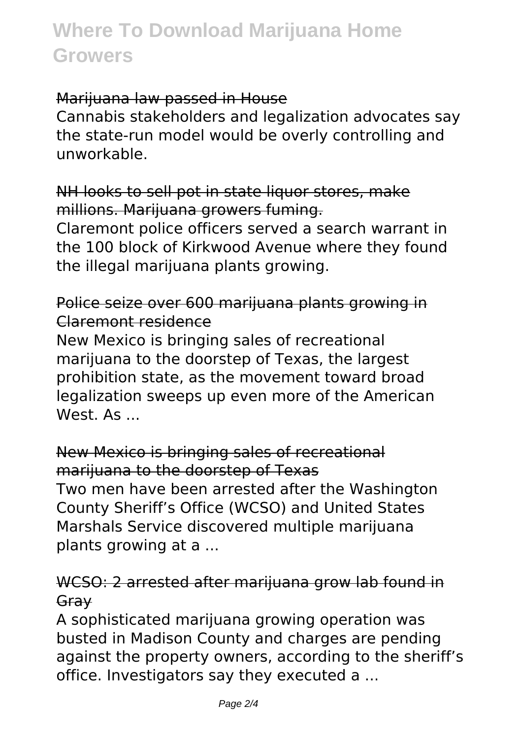Marijuana law passed in House

Cannabis stakeholders and legalization advocates say the state-run model would be overly controlling and unworkable.

NH looks to sell pot in state liquor stores, make millions. Marijuana growers fuming.

Claremont police officers served a search warrant in the 100 block of Kirkwood Avenue where they found the illegal marijuana plants growing.

Police seize over 600 marijuana plants growing in Claremont residence

New Mexico is bringing sales of recreational marijuana to the doorstep of Texas, the largest prohibition state, as the movement toward broad legalization sweeps up even more of the American West. As ...

New Mexico is bringing sales of recreational marijuana to the doorstep of Texas

Two men have been arrested after the Washington County Sheriff's Office (WCSO) and United States Marshals Service discovered multiple marijuana plants growing at a ...

WCSO: 2 arrested after marijuana grow lab found in Gray

A sophisticated marijuana growing operation was busted in Madison County and charges are pending against the property owners, according to the sheriff's office. Investigators say they executed a ...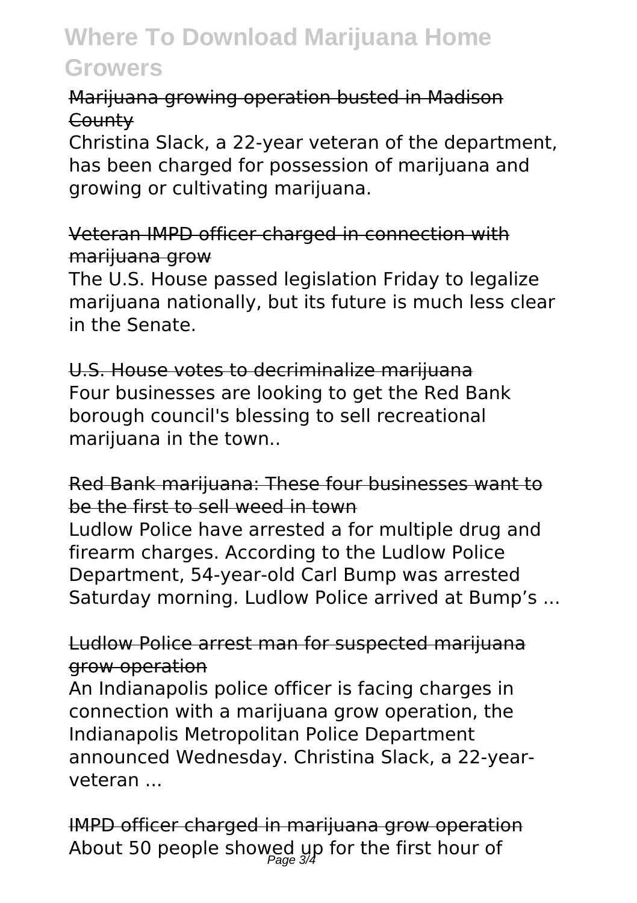# Where To Download Marijuana Home Growers

Marijuana growing operation busted in Madison County

Christina Slack, a 22-year veteran of the department, has been charged for possession of marijuana and growing or cultivating marijuana.

Veteran IMPD officer charged in connection with marijuana grow

The U.S. House passed legislation Friday to legalize marijuana nationally, but its future is much less clear in the Senate.

U.S. House votes to decriminalize marijuana

Four businesses are looking to get the Red Bank borough council's blessing to sell recreational marijuana in the town..

Red Bank marijuana: These four businesses want to be the first to sell weed in town

Ludlow Police have arrested a for multiple drug and firearm charges. According to the Ludlow Police Department, 54-year-old Carl Bump was arrested Saturday morning. Ludlow Police arrived at Bump's ...

Ludlow Police arrest man for suspected marijuana grow operation

An Indianapolis police officer is facing charges in connection with a marijuana grow operation, the Indianapolis Metropolitan Police Department announced Wednesday. Christina Slack, a 22-year-veteran ...

IMPD officer charged in marijuana grow operation

About 50 people showed up for the first hour of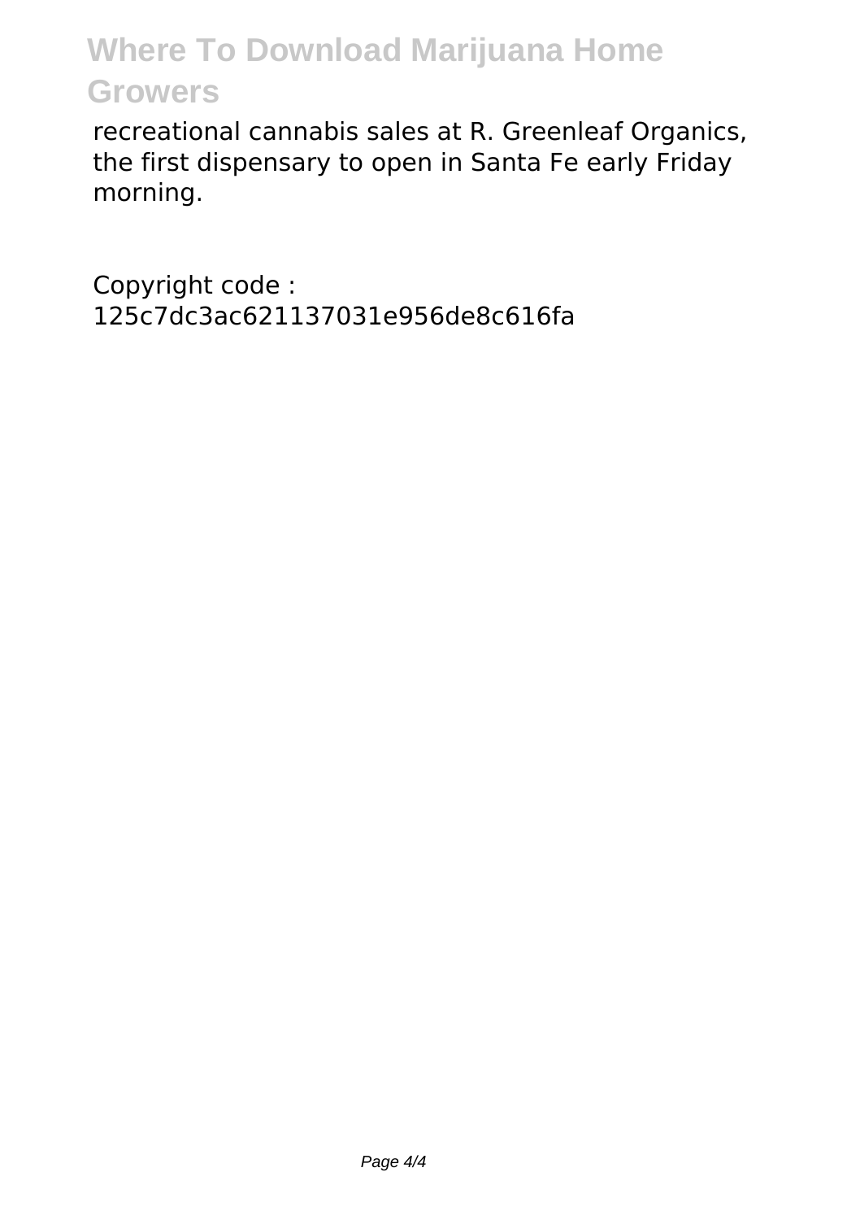recreational cannabis sales at R. Greenleaf Organics, the first dispensary to open in Santa Fe early Friday morning.

Copyright code : 125c7dc3ac621137031e956de8c616fa